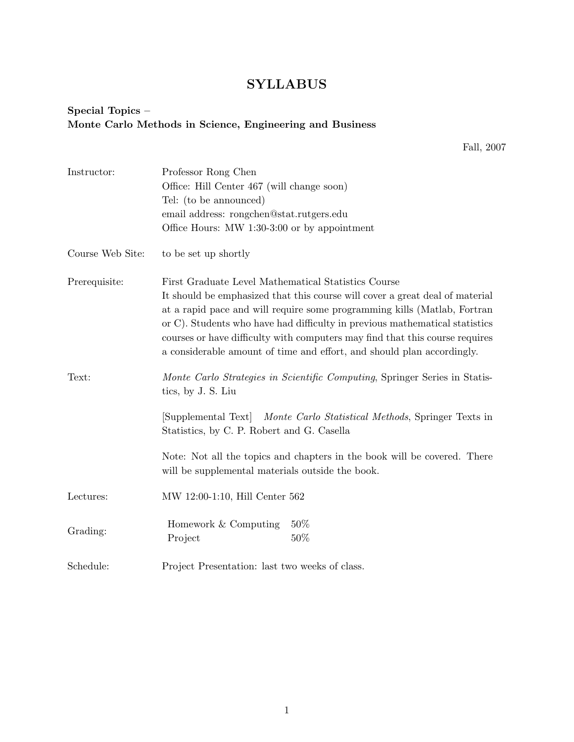# SYLLABUS

**Special Topics –**
**Monte Carlo Methods in Science, Engineering and Business**

Fall, 2007

**Instructor:** Professor Rong Chen
Office: Hill Center 467 (will change soon)
Tel: (to be announced)
email address: rongchen@stat.rutgers.edu
Office Hours: MW 1:30-3:00 or by appointment

**Course Web Site:** to be set up shortly

**Prerequisite:** First Graduate Level Mathematical Statistics Course
It should be emphasized that this course will cover a great deal of material at a rapid pace and will require some programming kills (Matlab, Fortran or C). Students who have had difficulty in previous mathematical statistics courses or have difficulty with computers may find that this course requires a considerable amount of time and effort, and should plan accordingly.

**Text:** *Monte Carlo Strategies in Scientific Computing*, Springer Series in Statistics, by J. S. Liu

[Supplemental Text] *Monte Carlo Statistical Methods*, Springer Texts in Statistics, by C. P. Robert and G. Casella

Note: Not all the topics and chapters in the book will be covered. There will be supplemental materials outside the book.

**Lectures:** MW 12:00-1:10, Hill Center 562

**Grading:**

| Component | Weight |
|---|---|
| Homework & Computing | 50% |
| Project | 50% |

**Schedule:** Project Presentation: last two weeks of class.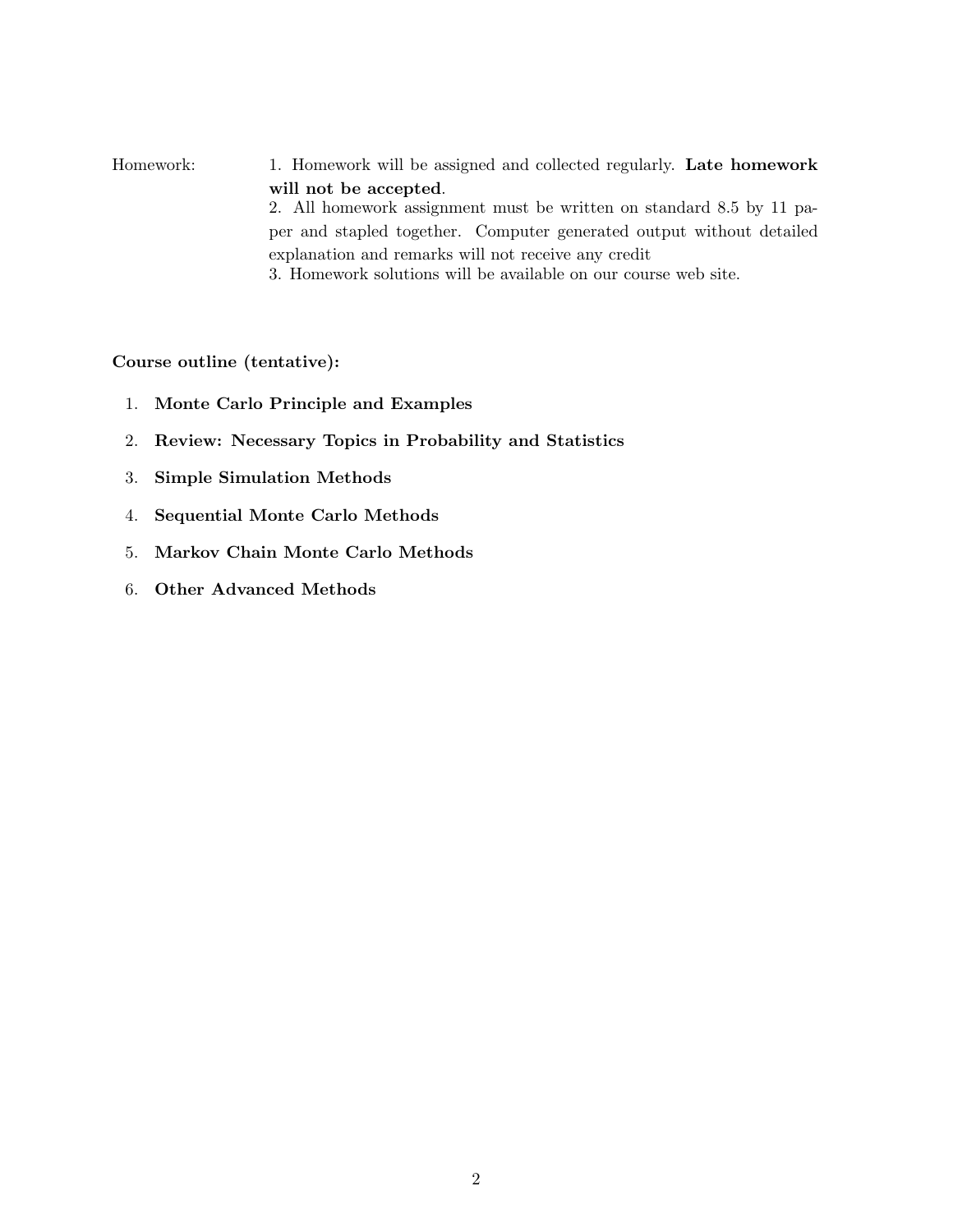Homework:

1. Homework will be assigned and collected regularly. **Late homework will not be accepted**.
2. All homework assignment must be written on standard 8.5 by 11 paper and stapled together. Computer generated output without detailed explanation and remarks will not receive any credit
3. Homework solutions will be available on our course web site.

**Course outline (tentative):**

1. **Monte Carlo Principle and Examples**
2. **Review: Necessary Topics in Probability and Statistics**
3. **Simple Simulation Methods**
4. **Sequential Monte Carlo Methods**
5. **Markov Chain Monte Carlo Methods**
6. **Other Advanced Methods**